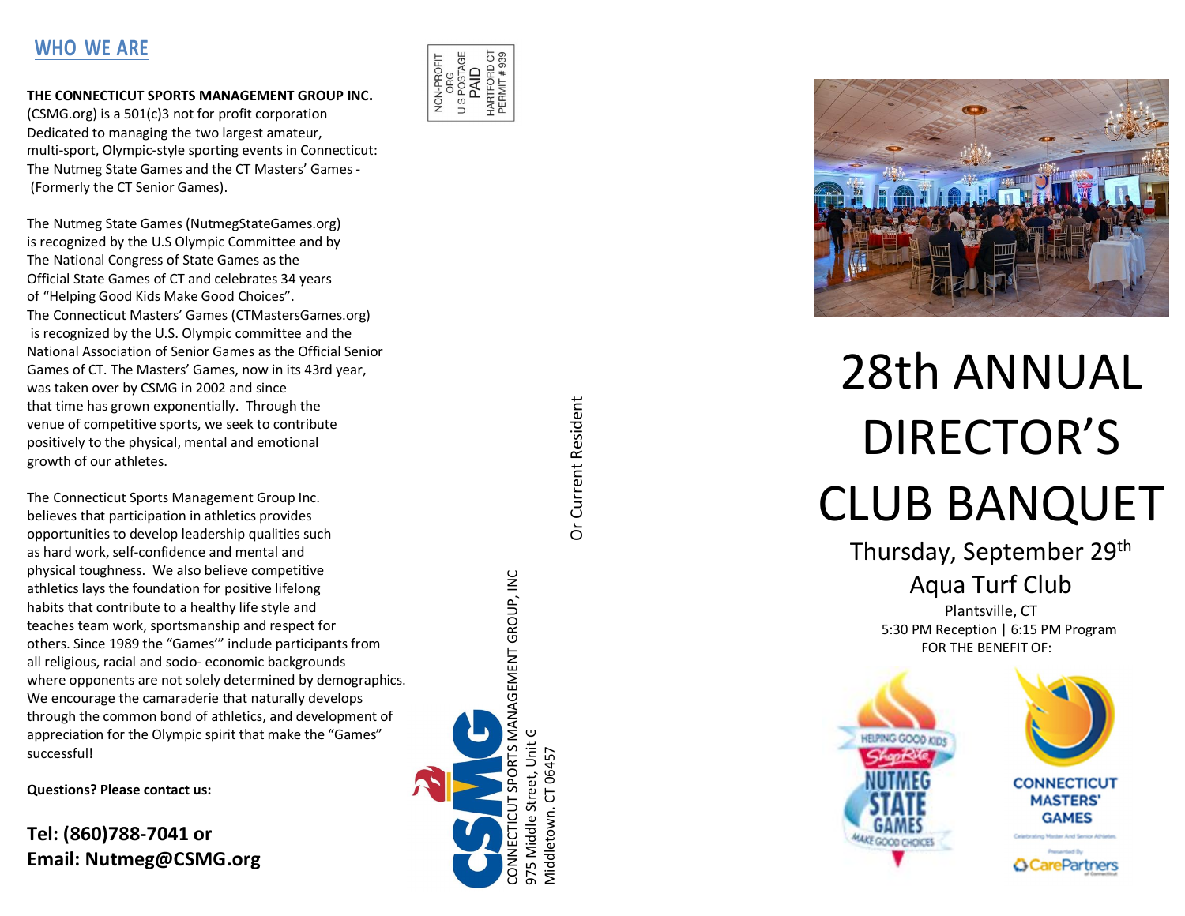## WHO WE ARE

**THE CONNECTICUT SPORTS MANAGEMENT GROUP INC.** (CSMG.org) is a 501(c)3 not for profit corporation Dedicated to managing the two largest amateur, multi-sport, Olympic-style sporting events in Connecticut: The Nutmeg State Games and the CT Masters' Games - (Formerly the CT Senior Games).

The Nutmeg State Games (NutmegStateGames.org) is recognized by the U.S Olympic Committee and by The National Congress of State Games as the Official State Games of CT and celebrates 34 years of "Helping Good Kids Make Good Choices". The Connecticut Masters' Games (CTMastersGames.org) is recognized by the U.S. Olympic committee and the National Association of Senior Games as the Official Senior Games of CT. The Masters' Games, now in its 43rd year, was taken over by CSMG in 2002 and since that time has grown exponentially. Through the venue of competitive sports, we seek to contribute positively to the physical, mental and emotional growth of our athletes.

The Connecticut Sports Management Group Inc. believes that participation in athletics provides opportunities to develop leadership qualities such as hard work, self-confidence and mental and physical toughness. We also believe competitive athletics lays the foundation for positive lifelong habits that contribute to a healthy life style and teaches team work, sportsmanship and respect for others. Since 1989 the "Games'" include participants from all religious, racial and socio- economic backgrounds where opponents are not solely determined by demographics. We encourage the camaraderie that naturally develops through the common bond of athletics, and development of appreciation for the Olympic spirit that make the "Games" successful!

**Questions? Please contact us:**

**Tel: (860)788-7041 or**
**Email: Nutmeg@CSMG.org**

NON-PROFIT ORG
U S POSTAGE PAID
HARTFORD CT
PERMIT # 939

CSMG
CONNECTICUT SPORTS MANAGEMENT GROUP, INC
975 Middle Street, Unit G
Middletown, CT 06457

Or Current Resident

# 28th ANNUAL DIRECTOR'S CLUB BANQUET

Thursday, September 29th

Aqua Turf Club

Plantsville, CT

5:30 PM Reception | 6:15 PM Program

FOR THE BENEFIT OF:

HELPING GOOD KIDS ShopRite NUTMEG STATE GAMES MAKE GOOD CHOICES

CONNECTICUT MASTERS' GAMES
Celebrating Master And Senior Athletes
Presented By CarePartners of Connecticut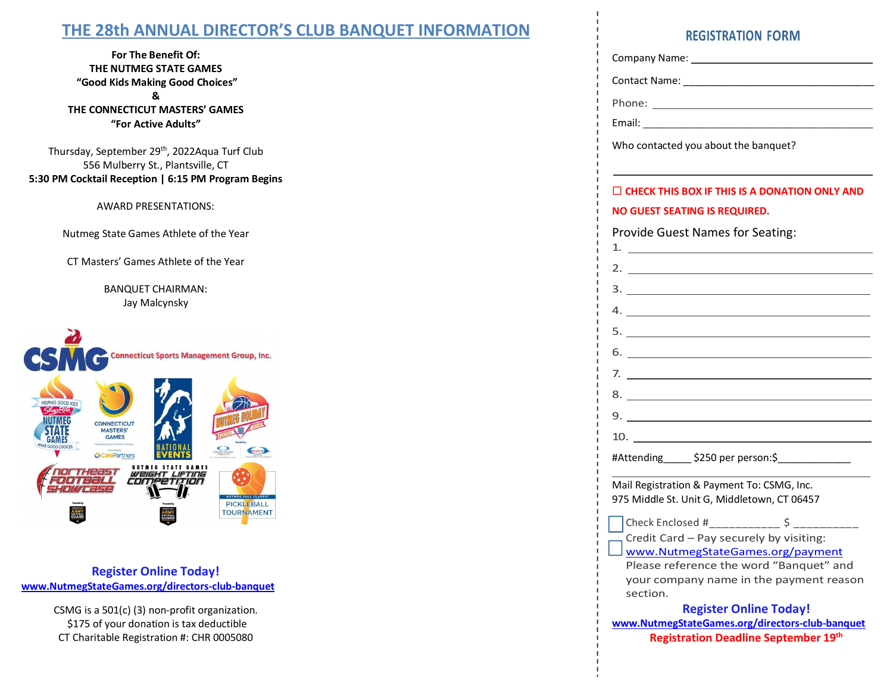# THE 28th ANNUAL DIRECTOR'S CLUB BANQUET INFORMATION

**For The Benefit Of:**
**THE NUTMEG STATE GAMES**
**"Good Kids Making Good Choices"**
**&**
**THE CONNECTICUT MASTERS' GAMES**
**"For Active Adults"**

Thursday, September 29th, 2022Aqua Turf Club
556 Mulberry St., Plantsville, CT
**5:30 PM Cocktail Reception | 6:15 PM Program Begins**

AWARD PRESENTATIONS:

Nutmeg State Games Athlete of the Year

CT Masters' Games Athlete of the Year

BANQUET CHAIRMAN:
Jay Malcynsky

CSMG Connecticut Sports Management Group, Inc.

**Register Online Today!**
**www.NutmegStateGames.org/directors-club-banquet**

CSMG is a 501(c) (3) non-profit organization.
$175 of your donation is tax deductible
CT Charitable Registration #: CHR 0005080

## REGISTRATION FORM

Company Name: ______________________________

Contact Name: ______________________________

Phone: ______________________________

Email: ______________________________

Who contacted you about the banquet?

______________________________

☐ **CHECK THIS BOX IF THIS IS A DONATION ONLY AND NO GUEST SEATING IS REQUIRED.**

Provide Guest Names for Seating:

1. ______________________________
2. ______________________________
3. ______________________________
4. ______________________________
5. ______________________________
6. ______________________________
7. ______________________________
8. ______________________________
9. ______________________________
10. ______________________________

#Attending_____ $250 per person:$_____________

Mail Registration & Payment To: CSMG, Inc.
975 Middle St. Unit G, Middletown, CT 06457

☐ Check Enclosed #___________ $ __________

☐ Credit Card – Pay securely by visiting: www.NutmegStateGames.org/payment
Please reference the word "Banquet" and your company name in the payment reason section.

**Register Online Today!**
**www.NutmegStateGames.org/directors-club-banquet**
**Registration Deadline September 19th**